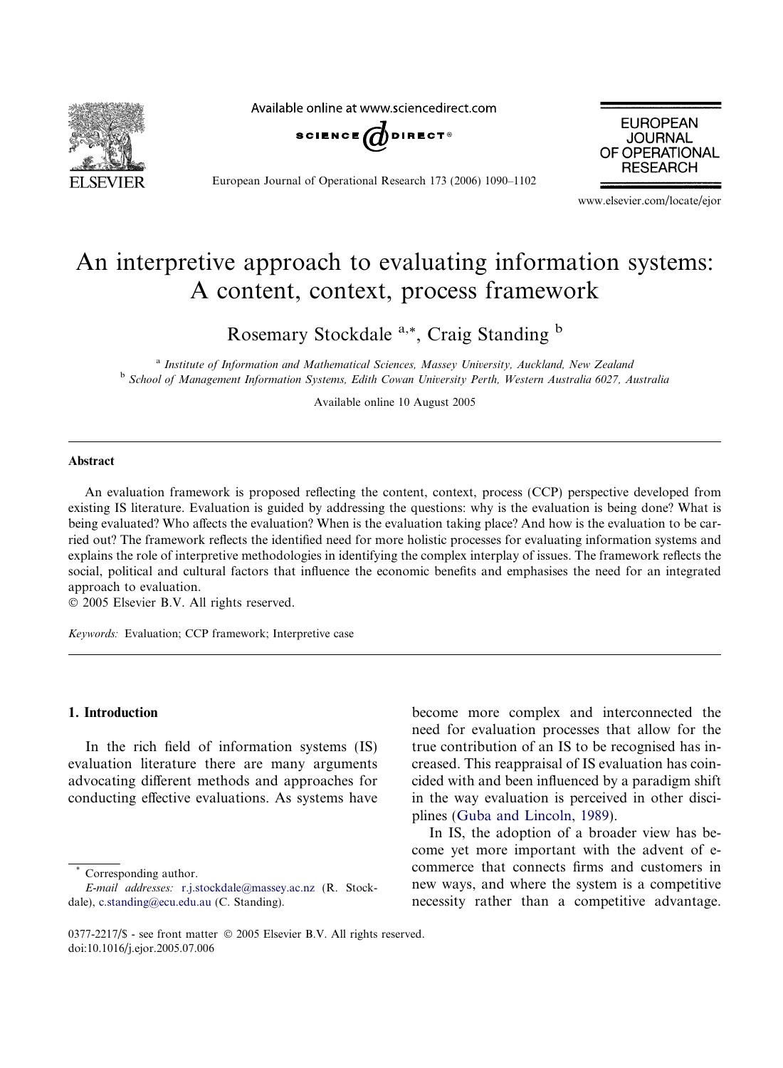# An interpretive approach to evaluating information systems: A content, context, process framework

Rosemary Stockdale [a,*], Craig Standing [b]

[a] *Institute of Information and Mathematical Sciences, Massey University, Auckland, New Zealand*
[b] *School of Management Information Systems, Edith Cowan University Perth, Western Australia 6027, Australia*

Available online 10 August 2005

## Abstract

An evaluation framework is proposed reflecting the content, context, process (CCP) perspective developed from existing IS literature. Evaluation is guided by addressing the questions: why is the evaluation is being done? What is being evaluated? Who affects the evaluation? When is the evaluation taking place? And how is the evaluation to be carried out? The framework reflects the identified need for more holistic processes for evaluating information systems and explains the role of interpretive methodologies in identifying the complex interplay of issues. The framework reflects the social, political and cultural factors that influence the economic benefits and emphasises the need for an integrated approach to evaluation.

© 2005 Elsevier B.V. All rights reserved.

*Keywords:* Evaluation; CCP framework; Interpretive case

## 1. Introduction

In the rich field of information systems (IS) evaluation literature there are many arguments advocating different methods and approaches for conducting effective evaluations. As systems have become more complex and interconnected the need for evaluation processes that allow for the true contribution of an IS to be recognised has increased. This reappraisal of IS evaluation has coincided with and been influenced by a paradigm shift in the way evaluation is perceived in other disciplines (Guba and Lincoln, 1989).

In IS, the adoption of a broader view has become yet more important with the advent of e-commerce that connects firms and customers in new ways, and where the system is a competitive necessity rather than a competitive advantage.

\* Corresponding author.
*E-mail addresses:* r.j.stockdale@massey.ac.nz (R. Stockdale), c.standing@ecu.edu.au (C. Standing).

0377-2217/$ - see front matter © 2005 Elsevier B.V. All rights reserved.
doi:10.1016/j.ejor.2005.07.006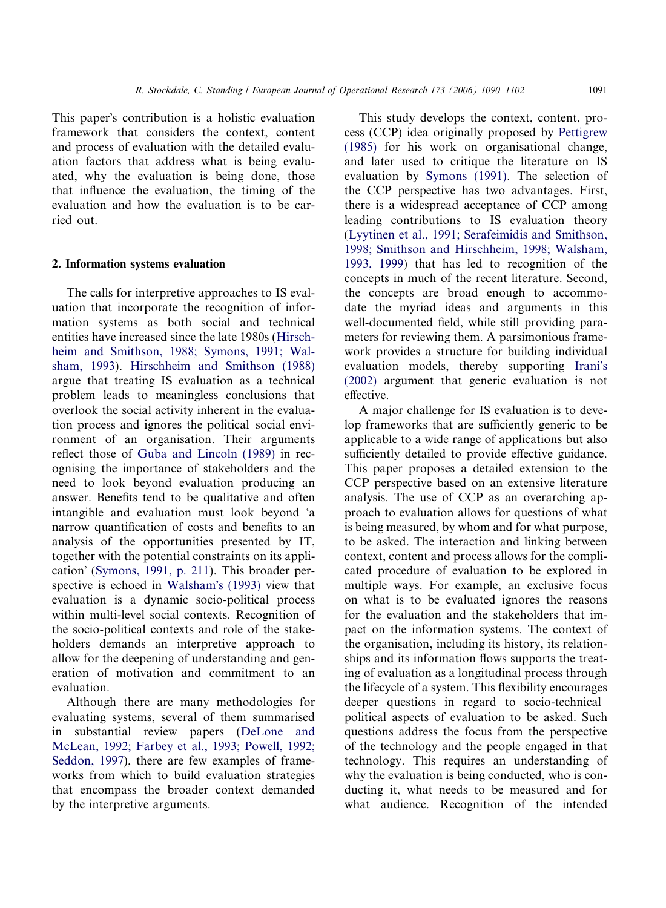This paper's contribution is a holistic evaluation framework that considers the context, content and process of evaluation with the detailed evaluation factors that address what is being evaluated, why the evaluation is being done, those that influence the evaluation, the timing of the evaluation and how the evaluation is to be carried out.

## 2. Information systems evaluation

The calls for interpretive approaches to IS evaluation that incorporate the recognition of information systems as both social and technical entities have increased since the late 1980s (Hirschheim and Smithson, 1988; Symons, 1991; Walsham, 1993). Hirschheim and Smithson (1988) argue that treating IS evaluation as a technical problem leads to meaningless conclusions that overlook the social activity inherent in the evaluation process and ignores the political–social environment of an organisation. Their arguments reflect those of Guba and Lincoln (1989) in recognising the importance of stakeholders and the need to look beyond evaluation producing an answer. Benefits tend to be qualitative and often intangible and evaluation must look beyond 'a narrow quantification of costs and benefits to an analysis of the opportunities presented by IT, together with the potential constraints on its application' (Symons, 1991, p. 211). This broader perspective is echoed in Walsham's (1993) view that evaluation is a dynamic socio-political process within multi-level social contexts. Recognition of the socio-political contexts and role of the stakeholders demands an interpretive approach to allow for the deepening of understanding and generation of motivation and commitment to an evaluation.

Although there are many methodologies for evaluating systems, several of them summarised in substantial review papers (DeLone and McLean, 1992; Farbey et al., 1993; Powell, 1992; Seddon, 1997), there are few examples of frameworks from which to build evaluation strategies that encompass the broader context demanded by the interpretive arguments.

This study develops the context, content, process (CCP) idea originally proposed by Pettigrew (1985) for his work on organisational change, and later used to critique the literature on IS evaluation by Symons (1991). The selection of the CCP perspective has two advantages. First, there is a widespread acceptance of CCP among leading contributions to IS evaluation theory (Lyytinen et al., 1991; Serafeimidis and Smithson, 1998; Smithson and Hirschheim, 1998; Walsham, 1993, 1999) that has led to recognition of the concepts in much of the recent literature. Second, the concepts are broad enough to accommodate the myriad ideas and arguments in this well-documented field, while still providing parameters for reviewing them. A parsimonious framework provides a structure for building individual evaluation models, thereby supporting Irani's (2002) argument that generic evaluation is not effective.

A major challenge for IS evaluation is to develop frameworks that are sufficiently generic to be applicable to a wide range of applications but also sufficiently detailed to provide effective guidance. This paper proposes a detailed extension to the CCP perspective based on an extensive literature analysis. The use of CCP as an overarching approach to evaluation allows for questions of what is being measured, by whom and for what purpose, to be asked. The interaction and linking between context, content and process allows for the complicated procedure of evaluation to be explored in multiple ways. For example, an exclusive focus on what is to be evaluated ignores the reasons for the evaluation and the stakeholders that impact on the information systems. The context of the organisation, including its history, its relationships and its information flows supports the treating of evaluation as a longitudinal process through the lifecycle of a system. This flexibility encourages deeper questions in regard to socio-technical–political aspects of evaluation to be asked. Such questions address the focus from the perspective of the technology and the people engaged in that technology. This requires an understanding of why the evaluation is being conducted, who is conducting it, what needs to be measured and for what audience. Recognition of the intended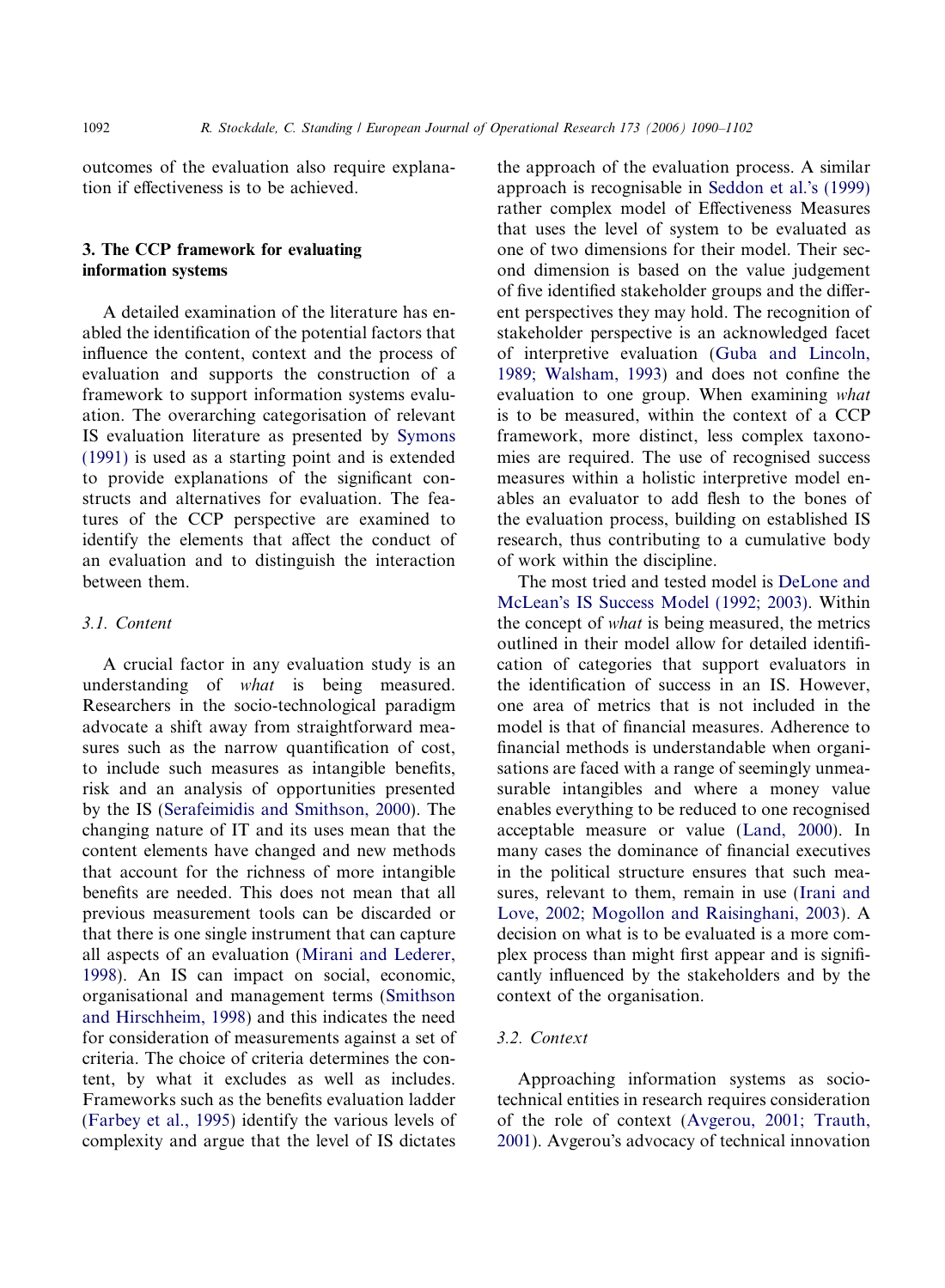outcomes of the evaluation also require explanation if effectiveness is to be achieved.

## 3. The CCP framework for evaluating information systems

A detailed examination of the literature has enabled the identification of the potential factors that influence the content, context and the process of evaluation and supports the construction of a framework to support information systems evaluation. The overarching categorisation of relevant IS evaluation literature as presented by Symons (1991) is used as a starting point and is extended to provide explanations of the significant constructs and alternatives for evaluation. The features of the CCP perspective are examined to identify the elements that affect the conduct of an evaluation and to distinguish the interaction between them.

### 3.1. Content

A crucial factor in any evaluation study is an understanding of *what* is being measured. Researchers in the socio-technological paradigm advocate a shift away from straightforward measures such as the narrow quantification of cost, to include such measures as intangible benefits, risk and an analysis of opportunities presented by the IS (Serafeimidis and Smithson, 2000). The changing nature of IT and its uses mean that the content elements have changed and new methods that account for the richness of more intangible benefits are needed. This does not mean that all previous measurement tools can be discarded or that there is one single instrument that can capture all aspects of an evaluation (Mirani and Lederer, 1998). An IS can impact on social, economic, organisational and management terms (Smithson and Hirschheim, 1998) and this indicates the need for consideration of measurements against a set of criteria. The choice of criteria determines the content, by what it excludes as well as includes. Frameworks such as the benefits evaluation ladder (Farbey et al., 1995) identify the various levels of complexity and argue that the level of IS dictates the approach of the evaluation process. A similar approach is recognisable in Seddon et al.'s (1999) rather complex model of Effectiveness Measures that uses the level of system to be evaluated as one of two dimensions for their model. Their second dimension is based on the value judgement of five identified stakeholder groups and the different perspectives they may hold. The recognition of stakeholder perspective is an acknowledged facet of interpretive evaluation (Guba and Lincoln, 1989; Walsham, 1993) and does not confine the evaluation to one group. When examining *what* is to be measured, within the context of a CCP framework, more distinct, less complex taxonomies are required. The use of recognised success measures within a holistic interpretive model enables an evaluator to add flesh to the bones of the evaluation process, building on established IS research, thus contributing to a cumulative body of work within the discipline.

The most tried and tested model is DeLone and McLean's IS Success Model (1992; 2003). Within the concept of *what* is being measured, the metrics outlined in their model allow for detailed identification of categories that support evaluators in the identification of success in an IS. However, one area of metrics that is not included in the model is that of financial measures. Adherence to financial methods is understandable when organisations are faced with a range of seemingly unmeasurable intangibles and where a money value enables everything to be reduced to one recognised acceptable measure or value (Land, 2000). In many cases the dominance of financial executives in the political structure ensures that such measures, relevant to them, remain in use (Irani and Love, 2002; Mogollon and Raisinghani, 2003). A decision on what is to be evaluated is a more complex process than might first appear and is significantly influenced by the stakeholders and by the context of the organisation.

### 3.2. Context

Approaching information systems as socio-technical entities in research requires consideration of the role of context (Avgerou, 2001; Trauth, 2001). Avgerou's advocacy of technical innovation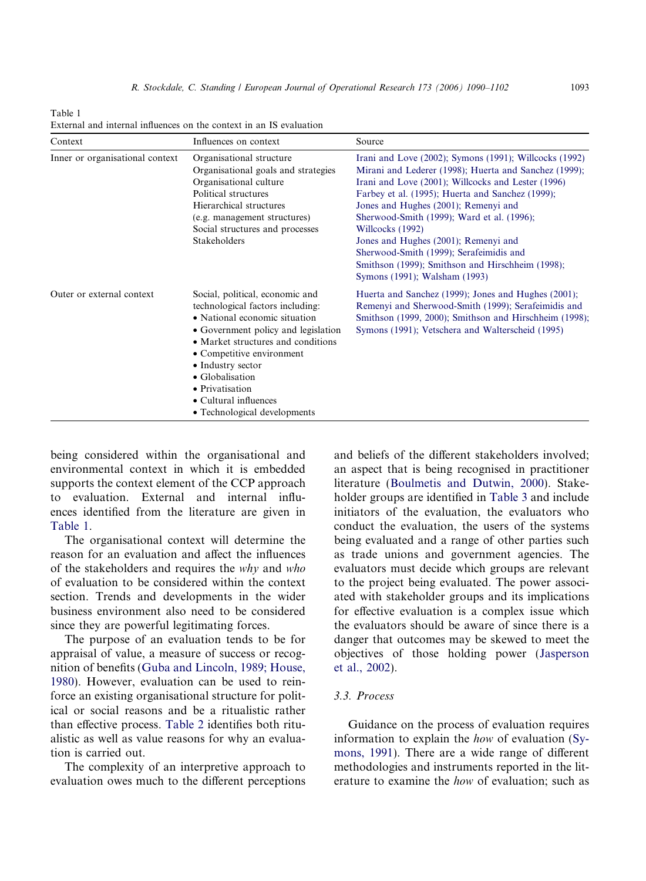Table 1
External and internal influences on the context in an IS evaluation

| Context | Influences on context | Source |
|---|---|---|
| Inner or organisational context | Organisational structure<br>Organisational goals and strategies<br>Organisational culture<br>Political structures<br>Hierarchical structures<br>(e.g. management structures)<br>Social structures and processes<br>Stakeholders | Irani and Love (2002); Symons (1991); Willcocks (1992)<br>Mirani and Lederer (1998); Huerta and Sanchez (1999);<br>Irani and Love (2001); Willcocks and Lester (1996)<br>Farbey et al. (1995); Huerta and Sanchez (1999);<br>Jones and Hughes (2001); Remenyi and Sherwood-Smith (1999); Ward et al. (1996);<br>Willcocks (1992)<br>Jones and Hughes (2001); Remenyi and Sherwood-Smith (1999); Serafeimidis and Smithson (1999); Smithson and Hirschheim (1998);<br>Symons (1991); Walsham (1993) |
| Outer or external context | Social, political, economic and technological factors including:<br>• National economic situation<br>• Government policy and legislation<br>• Market structures and conditions<br>• Competitive environment<br>• Industry sector<br>• Globalisation<br>• Privatisation<br>• Cultural influences<br>• Technological developments | Huerta and Sanchez (1999); Jones and Hughes (2001); Remenyi and Sherwood-Smith (1999); Serafeimidis and Smithson (1999, 2000); Smithson and Hirschheim (1998); Symons (1991); Vetschera and Walterscheid (1995) |

being considered within the organisational and environmental context in which it is embedded supports the context element of the CCP approach to evaluation. External and internal influences identified from the literature are given in Table 1.

The organisational context will determine the reason for an evaluation and affect the influences of the stakeholders and requires the *why* and *who* of evaluation to be considered within the context section. Trends and developments in the wider business environment also need to be considered since they are powerful legitimating forces.

The purpose of an evaluation tends to be for appraisal of value, a measure of success or recognition of benefits (Guba and Lincoln, 1989; House, 1980). However, evaluation can be used to reinforce an existing organisational structure for political or social reasons and be a ritualistic rather than effective process. Table 2 identifies both ritualistic as well as value reasons for why an evaluation is carried out.

The complexity of an interpretive approach to evaluation owes much to the different perceptions and beliefs of the different stakeholders involved; an aspect that is being recognised in practitioner literature (Boulmetis and Dutwin, 2000). Stakeholder groups are identified in Table 3 and include initiators of the evaluation, the evaluators who conduct the evaluation, the users of the systems being evaluated and a range of other parties such as trade unions and government agencies. The evaluators must decide which groups are relevant to the project being evaluated. The power associated with stakeholder groups and its implications for effective evaluation is a complex issue which the evaluators should be aware of since there is a danger that outcomes may be skewed to meet the objectives of those holding power (Jasperson et al., 2002).

### 3.3. Process

Guidance on the process of evaluation requires information to explain the *how* of evaluation (Symons, 1991). There are a wide range of different methodologies and instruments reported in the literature to examine the *how* of evaluation; such as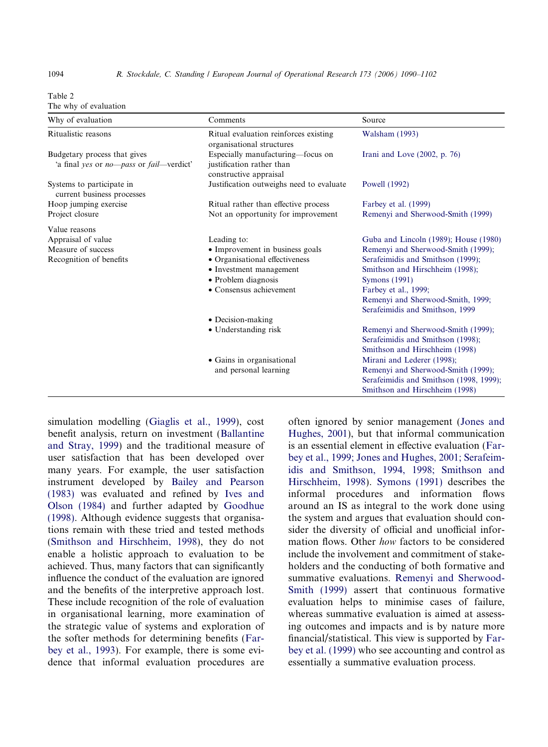Table 2
The why of evaluation

| Why of evaluation | Comments | Source |
|---|---|---|
| Ritualistic reasons | Ritual evaluation reinforces existing organisational structures | Walsham (1993) |
| Budgetary process that gives 'a final *yes* or *no*—*pass* or *fail*—verdict' | Especially manufacturing—focus on justification rather than constructive appraisal | Irani and Love (2002, p. 76) |
| Systems to participate in current business processes | Justification outweighs need to evaluate | Powell (1992) |
| Hoop jumping exercise | Ritual rather than effective process | Farbey et al. (1999) |
| Project closure | Not an opportunity for improvement | Remenyi and Sherwood-Smith (1999) |
| Value reasons | | |
| Appraisal of value | Leading to: | Guba and Lincoln (1989); House (1980) |
| Measure of success | • Improvement in business goals | Remenyi and Sherwood-Smith (1999); |
| Recognition of benefits | • Organisational effectiveness | Serafeimidis and Smithson (1999); |
| | • Investment management | Smithson and Hirschheim (1998); |
| | • Problem diagnosis | Symons (1991) |
| | • Consensus achievement | Farbey et al., 1999; Remenyi and Sherwood-Smith, 1999; Serafeimidis and Smithson, 1999 |
| | • Decision-making | |
| | • Understanding risk | Remenyi and Sherwood-Smith (1999); Serafeimidis and Smithson (1998); Smithson and Hirschheim (1998) |
| | • Gains in organisational and personal learning | Mirani and Lederer (1998); Remenyi and Sherwood-Smith (1999); Serafeimidis and Smithson (1998, 1999); Smithson and Hirschheim (1998) |

simulation modelling (Giaglis et al., 1999), cost benefit analysis, return on investment (Ballantine and Stray, 1999) and the traditional measure of user satisfaction that has been developed over many years. For example, the user satisfaction instrument developed by Bailey and Pearson (1983) was evaluated and refined by Ives and Olson (1984) and further adapted by Goodhue (1998). Although evidence suggests that organisations remain with these tried and tested methods (Smithson and Hirschheim, 1998), they do not enable a holistic approach to evaluation to be achieved. Thus, many factors that can significantly influence the conduct of the evaluation are ignored and the benefits of the interpretive approach lost. These include recognition of the role of evaluation in organisational learning, more examination of the strategic value of systems and exploration of the softer methods for determining benefits (Farbey et al., 1993). For example, there is some evidence that informal evaluation procedures are often ignored by senior management (Jones and Hughes, 2001), but that informal communication is an essential element in effective evaluation (Farbey et al., 1999; Jones and Hughes, 2001; Serafeimidis and Smithson, 1994, 1998; Smithson and Hirschheim, 1998). Symons (1991) describes the informal procedures and information flows around an IS as integral to the work done using the system and argues that evaluation should consider the diversity of official and unofficial information flows. Other *how* factors to be considered include the involvement and commitment of stakeholders and the conducting of both formative and summative evaluations. Remenyi and Sherwood-Smith (1999) assert that continuous formative evaluation helps to minimise cases of failure, whereas summative evaluation is aimed at assessing outcomes and impacts and is by nature more financial/statistical. This view is supported by Farbey et al. (1999) who see accounting and control as essentially a summative evaluation process.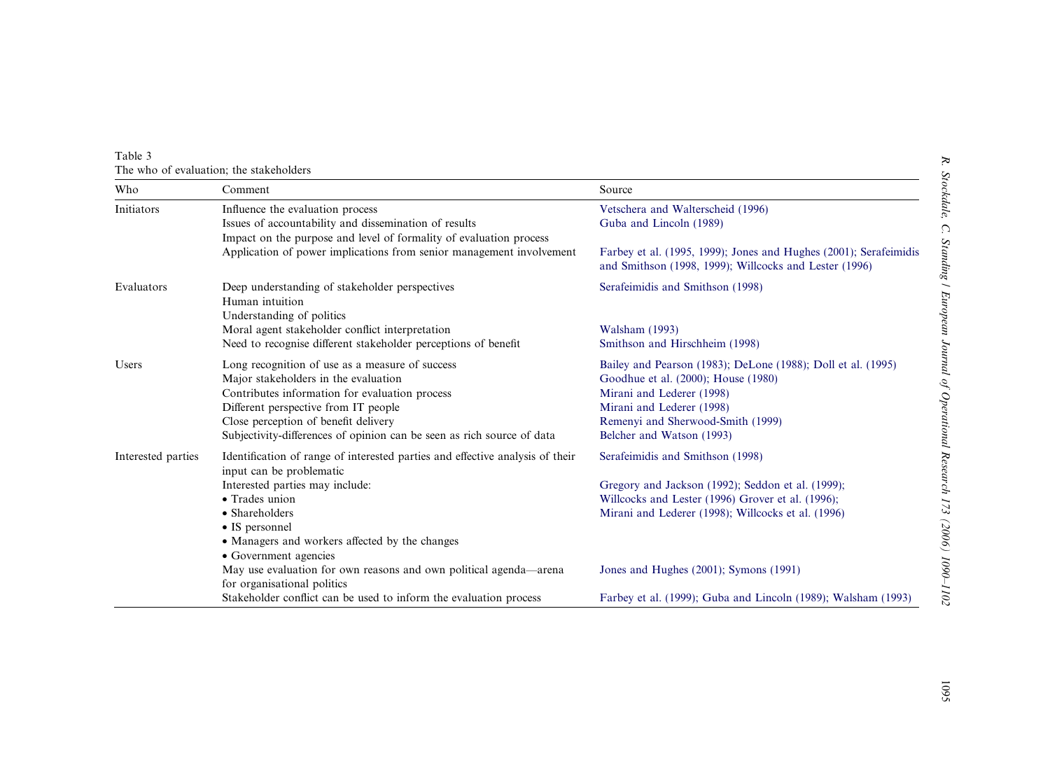Table 3
The who of evaluation; the stakeholders

| Who | Comment | Source |
|---|---|---|
| Initiators | Influence the evaluation process | Vetschera and Walterscheid (1996) |
| | Issues of accountability and dissemination of results | Guba and Lincoln (1989) |
| | Impact on the purpose and level of formality of evaluation process | |
| | Application of power implications from senior management involvement | Farbey et al. (1995, 1999); Jones and Hughes (2001); Serafeimidis and Smithson (1998, 1999); Willcocks and Lester (1996) |
| Evaluators | Deep understanding of stakeholder perspectives | Serafeimidis and Smithson (1998) |
| | Human intuition | |
| | Understanding of politics | |
| | Moral agent stakeholder conflict interpretation | Walsham (1993) |
| | Need to recognise different stakeholder perceptions of benefit | Smithson and Hirschheim (1998) |
| Users | Long recognition of use as a measure of success | Bailey and Pearson (1983); DeLone (1988); Doll et al. (1995) |
| | Major stakeholders in the evaluation | Goodhue et al. (2000); House (1980) |
| | Contributes information for evaluation process | Mirani and Lederer (1998) |
| | Different perspective from IT people | Mirani and Lederer (1998) |
| | Close perception of benefit delivery | Remenyi and Sherwood-Smith (1999) |
| | Subjectivity-differences of opinion can be seen as rich source of data | Belcher and Watson (1993) |
| Interested parties | Identification of range of interested parties and effective analysis of their input can be problematic | Serafeimidis and Smithson (1998) |
| | Interested parties may include:<br>• Trades union<br>• Shareholders<br>• IS personnel<br>• Managers and workers affected by the changes<br>• Government agencies | Gregory and Jackson (1992); Seddon et al. (1999); Willcocks and Lester (1996) Grover et al. (1996); Mirani and Lederer (1998); Willcocks et al. (1996) |
| | May use evaluation for own reasons and own political agenda—arena for organisational politics | Jones and Hughes (2001); Symons (1991) |
| | Stakeholder conflict can be used to inform the evaluation process | Farbey et al. (1999); Guba and Lincoln (1989); Walsham (1993) |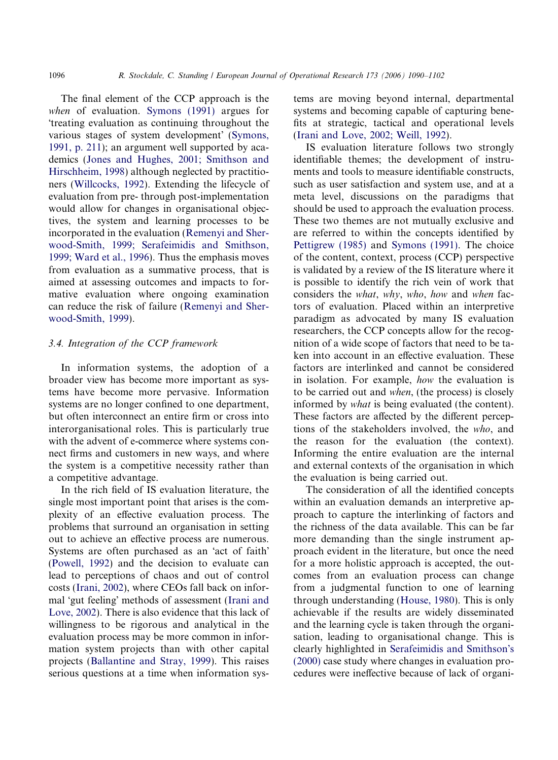The final element of the CCP approach is the *when* of evaluation. Symons (1991) argues for 'treating evaluation as continuing throughout the various stages of system development' (Symons, 1991, p. 211); an argument well supported by academics (Jones and Hughes, 2001; Smithson and Hirschheim, 1998) although neglected by practitioners (Willcocks, 1992). Extending the lifecycle of evaluation from pre- through post-implementation would allow for changes in organisational objectives, the system and learning processes to be incorporated in the evaluation (Remenyi and Sherwood-Smith, 1999; Serafeimidis and Smithson, 1999; Ward et al., 1996). Thus the emphasis moves from evaluation as a summative process, that is aimed at assessing outcomes and impacts to formative evaluation where ongoing examination can reduce the risk of failure (Remenyi and Sherwood-Smith, 1999).

### 3.4. Integration of the CCP framework

In information systems, the adoption of a broader view has become more important as systems have become more pervasive. Information systems are no longer confined to one department, but often interconnect an entire firm or cross into interorganisational roles. This is particularly true with the advent of e-commerce where systems connect firms and customers in new ways, and where the system is a competitive necessity rather than a competitive advantage.

In the rich field of IS evaluation literature, the single most important point that arises is the complexity of an effective evaluation process. The problems that surround an organisation in setting out to achieve an effective process are numerous. Systems are often purchased as an 'act of faith' (Powell, 1992) and the decision to evaluate can lead to perceptions of chaos and out of control costs (Irani, 2002), where CEOs fall back on informal 'gut feeling' methods of assessment (Irani and Love, 2002). There is also evidence that this lack of willingness to be rigorous and analytical in the evaluation process may be more common in information system projects than with other capital projects (Ballantine and Stray, 1999). This raises serious questions at a time when information systems are moving beyond internal, departmental systems and becoming capable of capturing benefits at strategic, tactical and operational levels (Irani and Love, 2002; Weill, 1992).

IS evaluation literature follows two strongly identifiable themes; the development of instruments and tools to measure identifiable constructs, such as user satisfaction and system use, and at a meta level, discussions on the paradigms that should be used to approach the evaluation process. These two themes are not mutually exclusive and are referred to within the concepts identified by Pettigrew (1985) and Symons (1991). The choice of the content, context, process (CCP) perspective is validated by a review of the IS literature where it is possible to identify the rich vein of work that considers the *what*, *why*, *who*, *how* and *when* factors of evaluation. Placed within an interpretive paradigm as advocated by many IS evaluation researchers, the CCP concepts allow for the recognition of a wide scope of factors that need to be taken into account in an effective evaluation. These factors are interlinked and cannot be considered in isolation. For example, *how* the evaluation is to be carried out and *when*, (the process) is closely informed by *what* is being evaluated (the content). These factors are affected by the different perceptions of the stakeholders involved, the *who*, and the reason for the evaluation (the context). Informing the entire evaluation are the internal and external contexts of the organisation in which the evaluation is being carried out.

The consideration of all the identified concepts within an evaluation demands an interpretive approach to capture the interlinking of factors and the richness of the data available. This can be far more demanding than the single instrument approach evident in the literature, but once the need for a more holistic approach is accepted, the outcomes from an evaluation process can change from a judgmental function to one of learning through understanding (House, 1980). This is only achievable if the results are widely disseminated and the learning cycle is taken through the organisation, leading to organisational change. This is clearly highlighted in Serafeimidis and Smithson's (2000) case study where changes in evaluation procedures were ineffective because of lack of organi-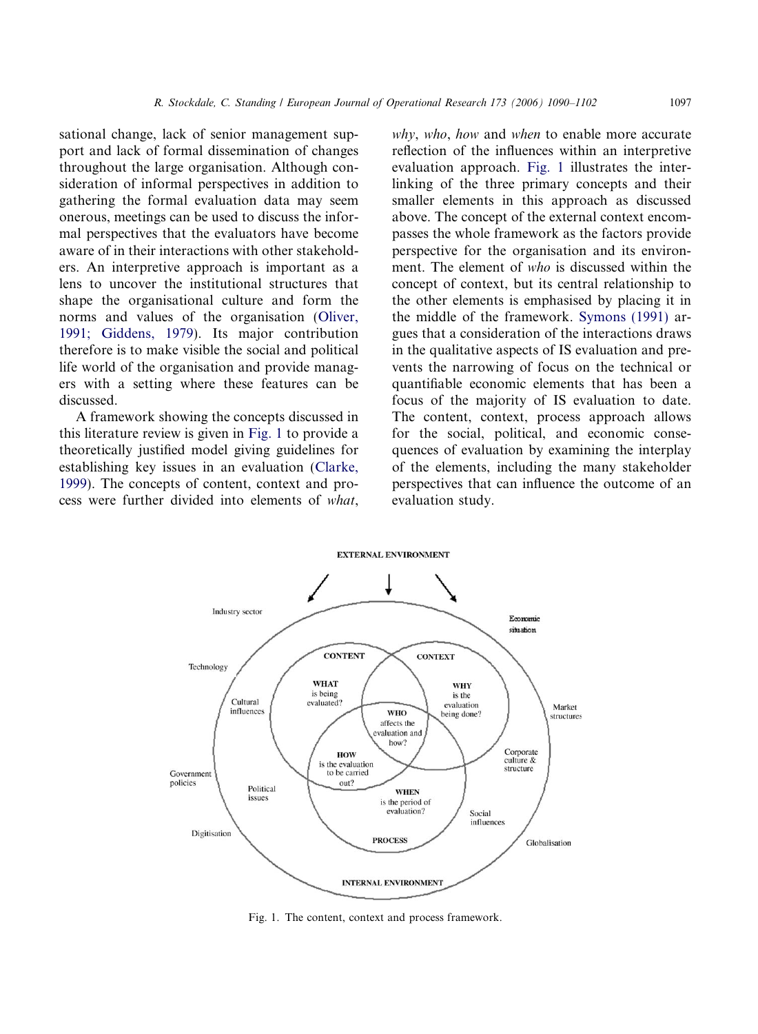sational change, lack of senior management support and lack of formal dissemination of changes throughout the large organisation. Although consideration of informal perspectives in addition to gathering the formal evaluation data may seem onerous, meetings can be used to discuss the informal perspectives that the evaluators have become aware of in their interactions with other stakeholders. An interpretive approach is important as a lens to uncover the institutional structures that shape the organisational culture and form the norms and values of the organisation (Oliver, 1991; Giddens, 1979). Its major contribution therefore is to make visible the social and political life world of the organisation and provide managers with a setting where these features can be discussed.

A framework showing the concepts discussed in this literature review is given in Fig. 1 to provide a theoretically justified model giving guidelines for establishing key issues in an evaluation (Clarke, 1999). The concepts of content, context and process were further divided into elements of *what*, *why*, *who*, *how* and *when* to enable more accurate reflection of the influences within an interpretive evaluation approach. Fig. 1 illustrates the interlinking of the three primary concepts and their smaller elements in this approach as discussed above. The concept of the external context encompasses the whole framework as the factors provide perspective for the organisation and its environment. The element of *who* is discussed within the concept of context, but its central relationship to the other elements is emphasised by placing it in the middle of the framework. Symons (1991) argues that a consideration of the interactions draws in the qualitative aspects of IS evaluation and prevents the narrowing of focus on the technical or quantifiable economic elements that has been a focus of the majority of IS evaluation to date. The content, context, process approach allows for the social, political, and economic consequences of evaluation by examining the interplay of the elements, including the many stakeholder perspectives that can influence the outcome of an evaluation study.

Fig. 1. The content, context and process framework.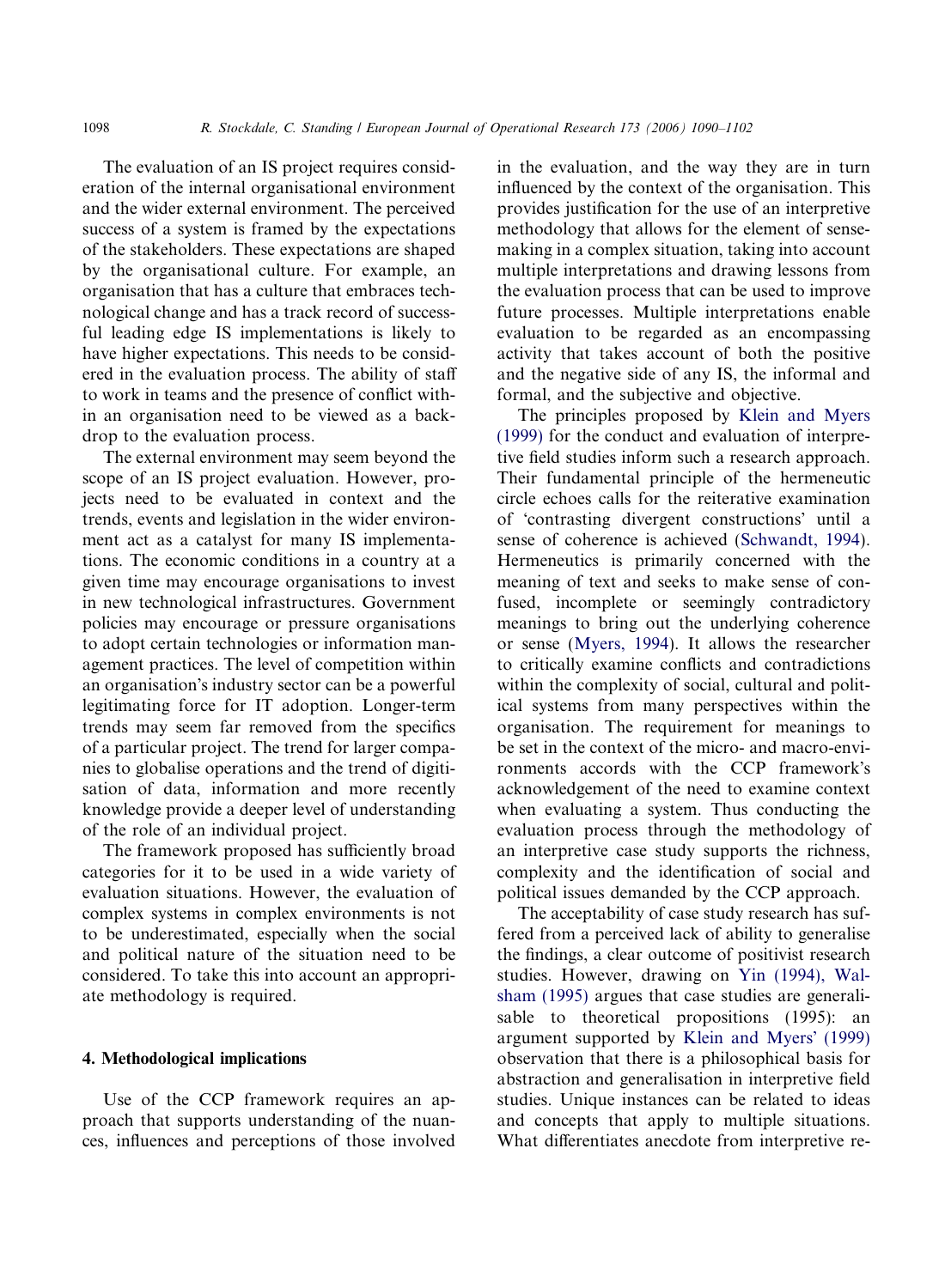The evaluation of an IS project requires consideration of the internal organisational environment and the wider external environment. The perceived success of a system is framed by the expectations of the stakeholders. These expectations are shaped by the organisational culture. For example, an organisation that has a culture that embraces technological change and has a track record of successful leading edge IS implementations is likely to have higher expectations. This needs to be considered in the evaluation process. The ability of staff to work in teams and the presence of conflict within an organisation need to be viewed as a backdrop to the evaluation process.

The external environment may seem beyond the scope of an IS project evaluation. However, projects need to be evaluated in context and the trends, events and legislation in the wider environment act as a catalyst for many IS implementations. The economic conditions in a country at a given time may encourage organisations to invest in new technological infrastructures. Government policies may encourage or pressure organisations to adopt certain technologies or information management practices. The level of competition within an organisation's industry sector can be a powerful legitimating force for IT adoption. Longer-term trends may seem far removed from the specifics of a particular project. The trend for larger companies to globalise operations and the trend of digitisation of data, information and more recently knowledge provide a deeper level of understanding of the role of an individual project.

The framework proposed has sufficiently broad categories for it to be used in a wide variety of evaluation situations. However, the evaluation of complex systems in complex environments is not to be underestimated, especially when the social and political nature of the situation need to be considered. To take this into account an appropriate methodology is required.

## 4. Methodological implications

Use of the CCP framework requires an approach that supports understanding of the nuances, influences and perceptions of those involved in the evaluation, and the way they are in turn influenced by the context of the organisation. This provides justification for the use of an interpretive methodology that allows for the element of sense-making in a complex situation, taking into account multiple interpretations and drawing lessons from the evaluation process that can be used to improve future processes. Multiple interpretations enable evaluation to be regarded as an encompassing activity that takes account of both the positive and the negative side of any IS, the informal and formal, and the subjective and objective.

The principles proposed by Klein and Myers (1999) for the conduct and evaluation of interpretive field studies inform such a research approach. Their fundamental principle of the hermeneutic circle echoes calls for the reiterative examination of 'contrasting divergent constructions' until a sense of coherence is achieved (Schwandt, 1994). Hermeneutics is primarily concerned with the meaning of text and seeks to make sense of confused, incomplete or seemingly contradictory meanings to bring out the underlying coherence or sense (Myers, 1994). It allows the researcher to critically examine conflicts and contradictions within the complexity of social, cultural and political systems from many perspectives within the organisation. The requirement for meanings to be set in the context of the micro- and macro-environments accords with the CCP framework's acknowledgement of the need to examine context when evaluating a system. Thus conducting the evaluation process through the methodology of an interpretive case study supports the richness, complexity and the identification of social and political issues demanded by the CCP approach.

The acceptability of case study research has suffered from a perceived lack of ability to generalise the findings, a clear outcome of positivist research studies. However, drawing on Yin (1994), Walsham (1995) argues that case studies are generalisable to theoretical propositions (1995): an argument supported by Klein and Myers' (1999) observation that there is a philosophical basis for abstraction and generalisation in interpretive field studies. Unique instances can be related to ideas and concepts that apply to multiple situations. What differentiates anecdote from interpretive re-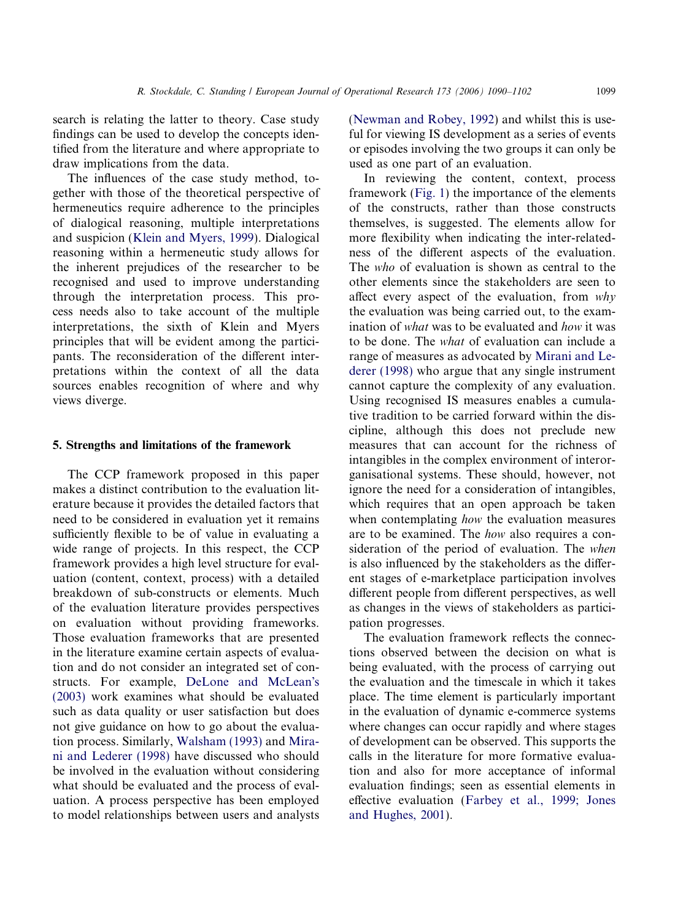search is relating the latter to theory. Case study findings can be used to develop the concepts identified from the literature and where appropriate to draw implications from the data.

The influences of the case study method, together with those of the theoretical perspective of hermeneutics require adherence to the principles of dialogical reasoning, multiple interpretations and suspicion (Klein and Myers, 1999). Dialogical reasoning within a hermeneutic study allows for the inherent prejudices of the researcher to be recognised and used to improve understanding through the interpretation process. This process needs also to take account of the multiple interpretations, the sixth of Klein and Myers principles that will be evident among the participants. The reconsideration of the different interpretations within the context of all the data sources enables recognition of where and why views diverge.

## 5. Strengths and limitations of the framework

The CCP framework proposed in this paper makes a distinct contribution to the evaluation literature because it provides the detailed factors that need to be considered in evaluation yet it remains sufficiently flexible to be of value in evaluating a wide range of projects. In this respect, the CCP framework provides a high level structure for evaluation (content, context, process) with a detailed breakdown of sub-constructs or elements. Much of the evaluation literature provides perspectives on evaluation without providing frameworks. Those evaluation frameworks that are presented in the literature examine certain aspects of evaluation and do not consider an integrated set of constructs. For example, DeLone and McLean's (2003) work examines what should be evaluated such as data quality or user satisfaction but does not give guidance on how to go about the evaluation process. Similarly, Walsham (1993) and Mirani and Lederer (1998) have discussed who should be involved in the evaluation without considering what should be evaluated and the process of evaluation. A process perspective has been employed to model relationships between users and analysts (Newman and Robey, 1992) and whilst this is useful for viewing IS development as a series of events or episodes involving the two groups it can only be used as one part of an evaluation.

In reviewing the content, context, process framework (Fig. 1) the importance of the elements of the constructs, rather than those constructs themselves, is suggested. The elements allow for more flexibility when indicating the inter-relatedness of the different aspects of the evaluation. The *who* of evaluation is shown as central to the other elements since the stakeholders are seen to affect every aspect of the evaluation, from *why* the evaluation was being carried out, to the examination of *what* was to be evaluated and *how* it was to be done. The *what* of evaluation can include a range of measures as advocated by Mirani and Lederer (1998) who argue that any single instrument cannot capture the complexity of any evaluation. Using recognised IS measures enables a cumulative tradition to be carried forward within the discipline, although this does not preclude new measures that can account for the richness of intangibles in the complex environment of interorganisational systems. These should, however, not ignore the need for a consideration of intangibles, which requires that an open approach be taken when contemplating *how* the evaluation measures are to be examined. The *how* also requires a consideration of the period of evaluation. The *when* is also influenced by the stakeholders as the different stages of e-marketplace participation involves different people from different perspectives, as well as changes in the views of stakeholders as participation progresses.

The evaluation framework reflects the connections observed between the decision on what is being evaluated, with the process of carrying out the evaluation and the timescale in which it takes place. The time element is particularly important in the evaluation of dynamic e-commerce systems where changes can occur rapidly and where stages of development can be observed. This supports the calls in the literature for more formative evaluation and also for more acceptance of informal evaluation findings; seen as essential elements in effective evaluation (Farbey et al., 1999; Jones and Hughes, 2001).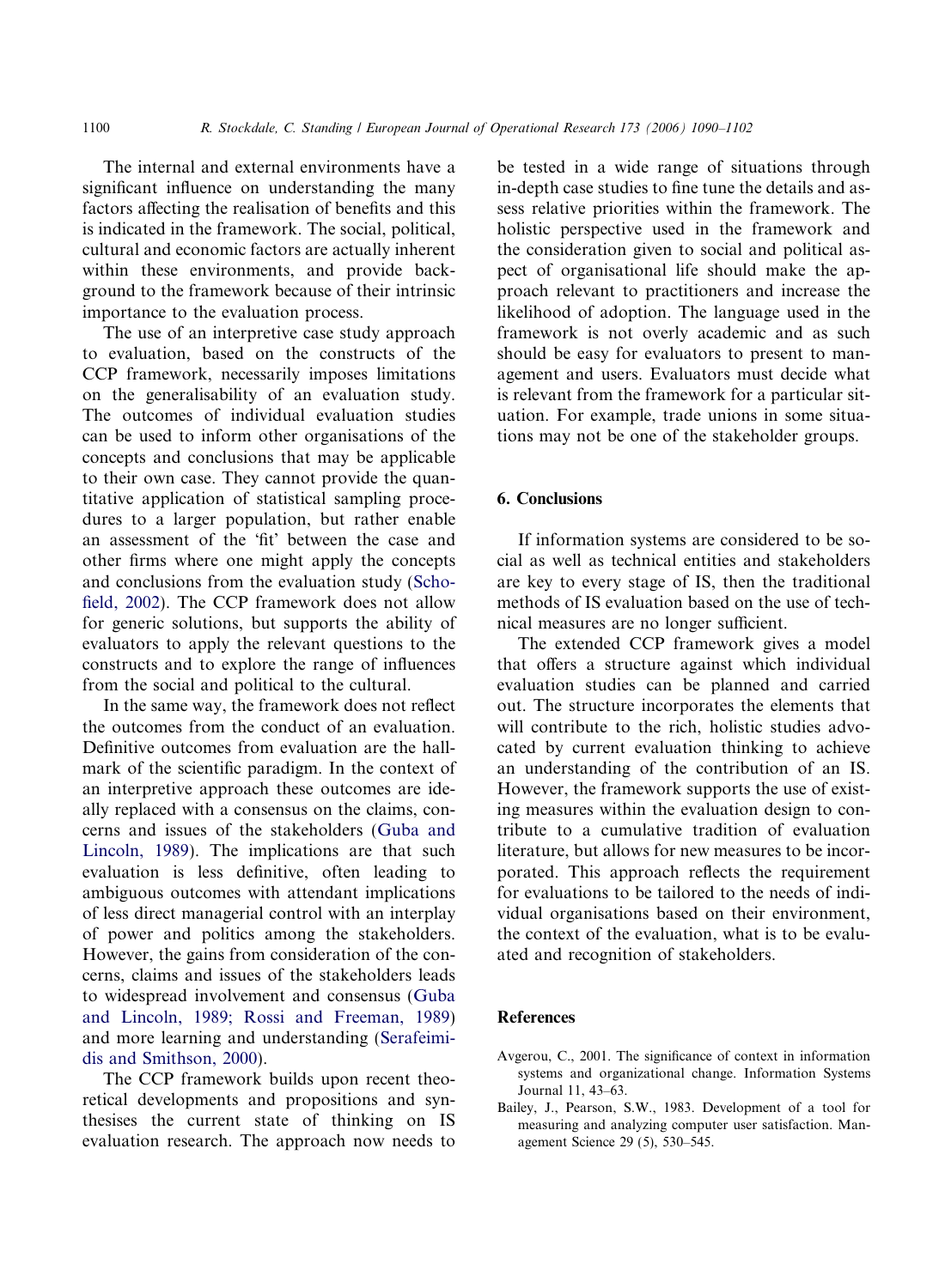The internal and external environments have a significant influence on understanding the many factors affecting the realisation of benefits and this is indicated in the framework. The social, political, cultural and economic factors are actually inherent within these environments, and provide background to the framework because of their intrinsic importance to the evaluation process.

The use of an interpretive case study approach to evaluation, based on the constructs of the CCP framework, necessarily imposes limitations on the generalisability of an evaluation study. The outcomes of individual evaluation studies can be used to inform other organisations of the concepts and conclusions that may be applicable to their own case. They cannot provide the quantitative application of statistical sampling procedures to a larger population, but rather enable an assessment of the 'fit' between the case and other firms where one might apply the concepts and conclusions from the evaluation study (Schofield, 2002). The CCP framework does not allow for generic solutions, but supports the ability of evaluators to apply the relevant questions to the constructs and to explore the range of influences from the social and political to the cultural.

In the same way, the framework does not reflect the outcomes from the conduct of an evaluation. Definitive outcomes from evaluation are the hallmark of the scientific paradigm. In the context of an interpretive approach these outcomes are ideally replaced with a consensus on the claims, concerns and issues of the stakeholders (Guba and Lincoln, 1989). The implications are that such evaluation is less definitive, often leading to ambiguous outcomes with attendant implications of less direct managerial control with an interplay of power and politics among the stakeholders. However, the gains from consideration of the concerns, claims and issues of the stakeholders leads to widespread involvement and consensus (Guba and Lincoln, 1989; Rossi and Freeman, 1989) and more learning and understanding (Serafeimidis and Smithson, 2000).

The CCP framework builds upon recent theoretical developments and propositions and synthesises the current state of thinking on IS evaluation research. The approach now needs to be tested in a wide range of situations through in-depth case studies to fine tune the details and assess relative priorities within the framework. The holistic perspective used in the framework and the consideration given to social and political aspect of organisational life should make the approach relevant to practitioners and increase the likelihood of adoption. The language used in the framework is not overly academic and as such should be easy for evaluators to present to management and users. Evaluators must decide what is relevant from the framework for a particular situation. For example, trade unions in some situations may not be one of the stakeholder groups.

## 6. Conclusions

If information systems are considered to be social as well as technical entities and stakeholders are key to every stage of IS, then the traditional methods of IS evaluation based on the use of technical measures are no longer sufficient.

The extended CCP framework gives a model that offers a structure against which individual evaluation studies can be planned and carried out. The structure incorporates the elements that will contribute to the rich, holistic studies advocated by current evaluation thinking to achieve an understanding of the contribution of an IS. However, the framework supports the use of existing measures within the evaluation design to contribute to a cumulative tradition of evaluation literature, but allows for new measures to be incorporated. This approach reflects the requirement for evaluations to be tailored to the needs of individual organisations based on their environment, the context of the evaluation, what is to be evaluated and recognition of stakeholders.

## References

Avgerou, C., 2001. The significance of context in information systems and organizational change. Information Systems Journal 11, 43–63.

Bailey, J., Pearson, S.W., 1983. Development of a tool for measuring and analyzing computer user satisfaction. Management Science 29 (5), 530–545.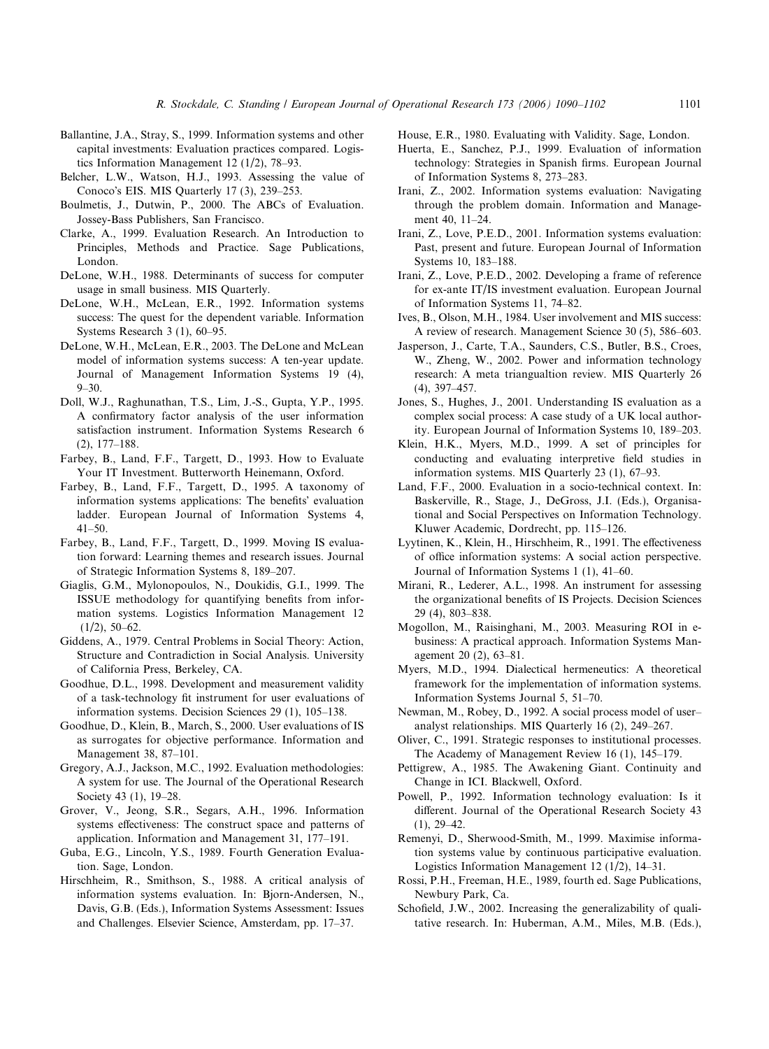Ballantine, J.A., Stray, S., 1999. Information systems and other capital investments: Evaluation practices compared. Logistics Information Management 12 (1/2), 78–93.

Belcher, L.W., Watson, H.J., 1993. Assessing the value of Conoco's EIS. MIS Quarterly 17 (3), 239–253.

Boulmetis, J., Dutwin, P., 2000. The ABCs of Evaluation. Jossey-Bass Publishers, San Francisco.

Clarke, A., 1999. Evaluation Research. An Introduction to Principles, Methods and Practice. Sage Publications, London.

DeLone, W.H., 1988. Determinants of success for computer usage in small business. MIS Quarterly.

DeLone, W.H., McLean, E.R., 1992. Information systems success: The quest for the dependent variable. Information Systems Research 3 (1), 60–95.

DeLone, W.H., McLean, E.R., 2003. The DeLone and McLean model of information systems success: A ten-year update. Journal of Management Information Systems 19 (4), 9–30.

Doll, W.J., Raghunathan, T.S., Lim, J.-S., Gupta, Y.P., 1995. A confirmatory factor analysis of the user information satisfaction instrument. Information Systems Research 6 (2), 177–188.

Farbey, B., Land, F.F., Targett, D., 1993. How to Evaluate Your IT Investment. Butterworth Heinemann, Oxford.

Farbey, B., Land, F.F., Targett, D., 1995. A taxonomy of information systems applications: The benefits' evaluation ladder. European Journal of Information Systems 4, 41–50.

Farbey, B., Land, F.F., Targett, D., 1999. Moving IS evaluation forward: Learning themes and research issues. Journal of Strategic Information Systems 8, 189–207.

Giaglis, G.M., Mylonopoulos, N., Doukidis, G.I., 1999. The ISSUE methodology for quantifying benefits from information systems. Logistics Information Management 12 (1/2), 50–62.

Giddens, A., 1979. Central Problems in Social Theory: Action, Structure and Contradiction in Social Analysis. University of California Press, Berkeley, CA.

Goodhue, D.L., 1998. Development and measurement validity of a task-technology fit instrument for user evaluations of information systems. Decision Sciences 29 (1), 105–138.

Goodhue, D., Klein, B., March, S., 2000. User evaluations of IS as surrogates for objective performance. Information and Management 38, 87–101.

Gregory, A.J., Jackson, M.C., 1992. Evaluation methodologies: A system for use. The Journal of the Operational Research Society 43 (1), 19–28.

Grover, V., Jeong, S.R., Segars, A.H., 1996. Information systems effectiveness: The construct space and patterns of application. Information and Management 31, 177–191.

Guba, E.G., Lincoln, Y.S., 1989. Fourth Generation Evaluation. Sage, London.

Hirschheim, R., Smithson, S., 1988. A critical analysis of information systems evaluation. In: Bjorn-Andersen, N., Davis, G.B. (Eds.), Information Systems Assessment: Issues and Challenges. Elsevier Science, Amsterdam, pp. 17–37.

House, E.R., 1980. Evaluating with Validity. Sage, London.

Huerta, E., Sanchez, P.J., 1999. Evaluation of information technology: Strategies in Spanish firms. European Journal of Information Systems 8, 273–283.

Irani, Z., 2002. Information systems evaluation: Navigating through the problem domain. Information and Management 40, 11–24.

Irani, Z., Love, P.E.D., 2001. Information systems evaluation: Past, present and future. European Journal of Information Systems 10, 183–188.

Irani, Z., Love, P.E.D., 2002. Developing a frame of reference for ex-ante IT/IS investment evaluation. European Journal of Information Systems 11, 74–82.

Ives, B., Olson, M.H., 1984. User involvement and MIS success: A review of research. Management Science 30 (5), 586–603.

Jasperson, J., Carte, T.A., Saunders, C.S., Butler, B.S., Croes, W., Zheng, W., 2002. Power and information technology research: A meta triangualtion review. MIS Quarterly 26 (4), 397–457.

Jones, S., Hughes, J., 2001. Understanding IS evaluation as a complex social process: A case study of a UK local authority. European Journal of Information Systems 10, 189–203.

Klein, H.K., Myers, M.D., 1999. A set of principles for conducting and evaluating interpretive field studies in information systems. MIS Quarterly 23 (1), 67–93.

Land, F.F., 2000. Evaluation in a socio-technical context. In: Baskerville, R., Stage, J., DeGross, J.I. (Eds.), Organisational and Social Perspectives on Information Technology. Kluwer Academic, Dordrecht, pp. 115–126.

Lyytinen, K., Klein, H., Hirschheim, R., 1991. The effectiveness of office information systems: A social action perspective. Journal of Information Systems 1 (1), 41–60.

Mirani, R., Lederer, A.L., 1998. An instrument for assessing the organizational benefits of IS Projects. Decision Sciences 29 (4), 803–838.

Mogollon, M., Raisinghani, M., 2003. Measuring ROI in e-business: A practical approach. Information Systems Management 20 (2), 63–81.

Myers, M.D., 1994. Dialectical hermeneutics: A theoretical framework for the implementation of information systems. Information Systems Journal 5, 51–70.

Newman, M., Robey, D., 1992. A social process model of user–analyst relationships. MIS Quarterly 16 (2), 249–267.

Oliver, C., 1991. Strategic responses to institutional processes. The Academy of Management Review 16 (1), 145–179.

Pettigrew, A., 1985. The Awakening Giant. Continuity and Change in ICI. Blackwell, Oxford.

Powell, P., 1992. Information technology evaluation: Is it different. Journal of the Operational Research Society 43 (1), 29–42.

Remenyi, D., Sherwood-Smith, M., 1999. Maximise information systems value by continuous participative evaluation. Logistics Information Management 12 (1/2), 14–31.

Rossi, P.H., Freeman, H.E., 1989, fourth ed. Sage Publications, Newbury Park, Ca.

Schofield, J.W., 2002. Increasing the generalizability of qualitative research. In: Huberman, A.M., Miles, M.B. (Eds.),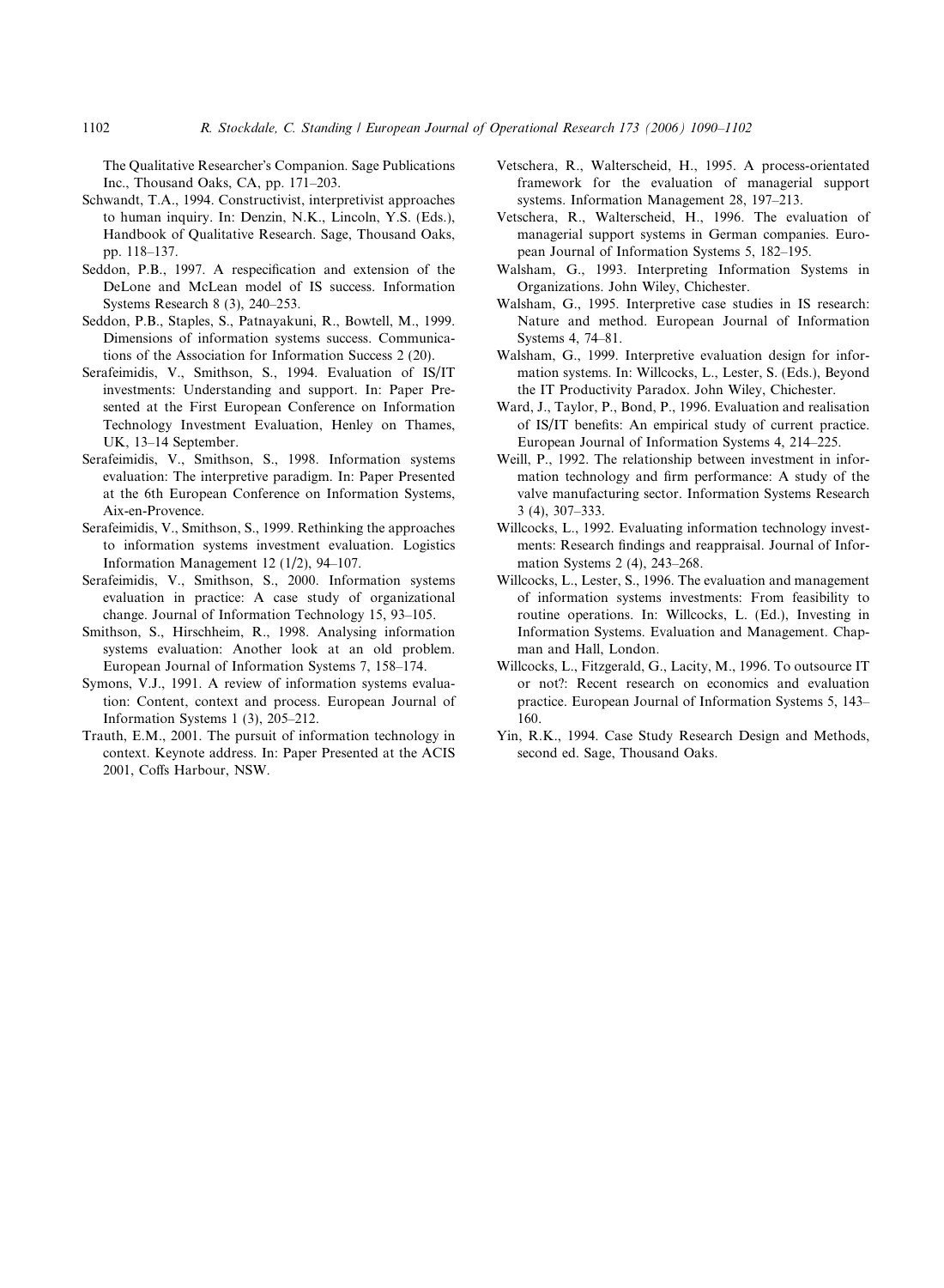The Qualitative Researcher's Companion. Sage Publications Inc., Thousand Oaks, CA, pp. 171–203.

Schwandt, T.A., 1994. Constructivist, interpretivist approaches to human inquiry. In: Denzin, N.K., Lincoln, Y.S. (Eds.), Handbook of Qualitative Research. Sage, Thousand Oaks, pp. 118–137.

Seddon, P.B., 1997. A respecification and extension of the DeLone and McLean model of IS success. Information Systems Research 8 (3), 240–253.

Seddon, P.B., Staples, S., Patnayakuni, R., Bowtell, M., 1999. Dimensions of information systems success. Communications of the Association for Information Success 2 (20).

Serafeimidis, V., Smithson, S., 1994. Evaluation of IS/IT investments: Understanding and support. In: Paper Presented at the First European Conference on Information Technology Investment Evaluation, Henley on Thames, UK, 13–14 September.

Serafeimidis, V., Smithson, S., 1998. Information systems evaluation: The interpretive paradigm. In: Paper Presented at the 6th European Conference on Information Systems, Aix-en-Provence.

Serafeimidis, V., Smithson, S., 1999. Rethinking the approaches to information systems investment evaluation. Logistics Information Management 12 (1/2), 94–107.

Serafeimidis, V., Smithson, S., 2000. Information systems evaluation in practice: A case study of organizational change. Journal of Information Technology 15, 93–105.

Smithson, S., Hirschheim, R., 1998. Analysing information systems evaluation: Another look at an old problem. European Journal of Information Systems 7, 158–174.

Symons, V.J., 1991. A review of information systems evaluation: Content, context and process. European Journal of Information Systems 1 (3), 205–212.

Trauth, E.M., 2001. The pursuit of information technology in context. Keynote address. In: Paper Presented at the ACIS 2001, Coffs Harbour, NSW.

Vetschera, R., Walterscheid, H., 1995. A process-orientated framework for the evaluation of managerial support systems. Information Management 28, 197–213.

Vetschera, R., Walterscheid, H., 1996. The evaluation of managerial support systems in German companies. European Journal of Information Systems 5, 182–195.

Walsham, G., 1993. Interpreting Information Systems in Organizations. John Wiley, Chichester.

Walsham, G., 1995. Interpretive case studies in IS research: Nature and method. European Journal of Information Systems 4, 74–81.

Walsham, G., 1999. Interpretive evaluation design for information systems. In: Willcocks, L., Lester, S. (Eds.), Beyond the IT Productivity Paradox. John Wiley, Chichester.

Ward, J., Taylor, P., Bond, P., 1996. Evaluation and realisation of IS/IT benefits: An empirical study of current practice. European Journal of Information Systems 4, 214–225.

Weill, P., 1992. The relationship between investment in information technology and firm performance: A study of the valve manufacturing sector. Information Systems Research 3 (4), 307–333.

Willcocks, L., 1992. Evaluating information technology investments: Research findings and reappraisal. Journal of Information Systems 2 (4), 243–268.

Willcocks, L., Lester, S., 1996. The evaluation and management of information systems investments: From feasibility to routine operations. In: Willcocks, L. (Ed.), Investing in Information Systems. Evaluation and Management. Chapman and Hall, London.

Willcocks, L., Fitzgerald, G., Lacity, M., 1996. To outsource IT or not?: Recent research on economics and evaluation practice. European Journal of Information Systems 5, 143–160.

Yin, R.K., 1994. Case Study Research Design and Methods, second ed. Sage, Thousand Oaks.